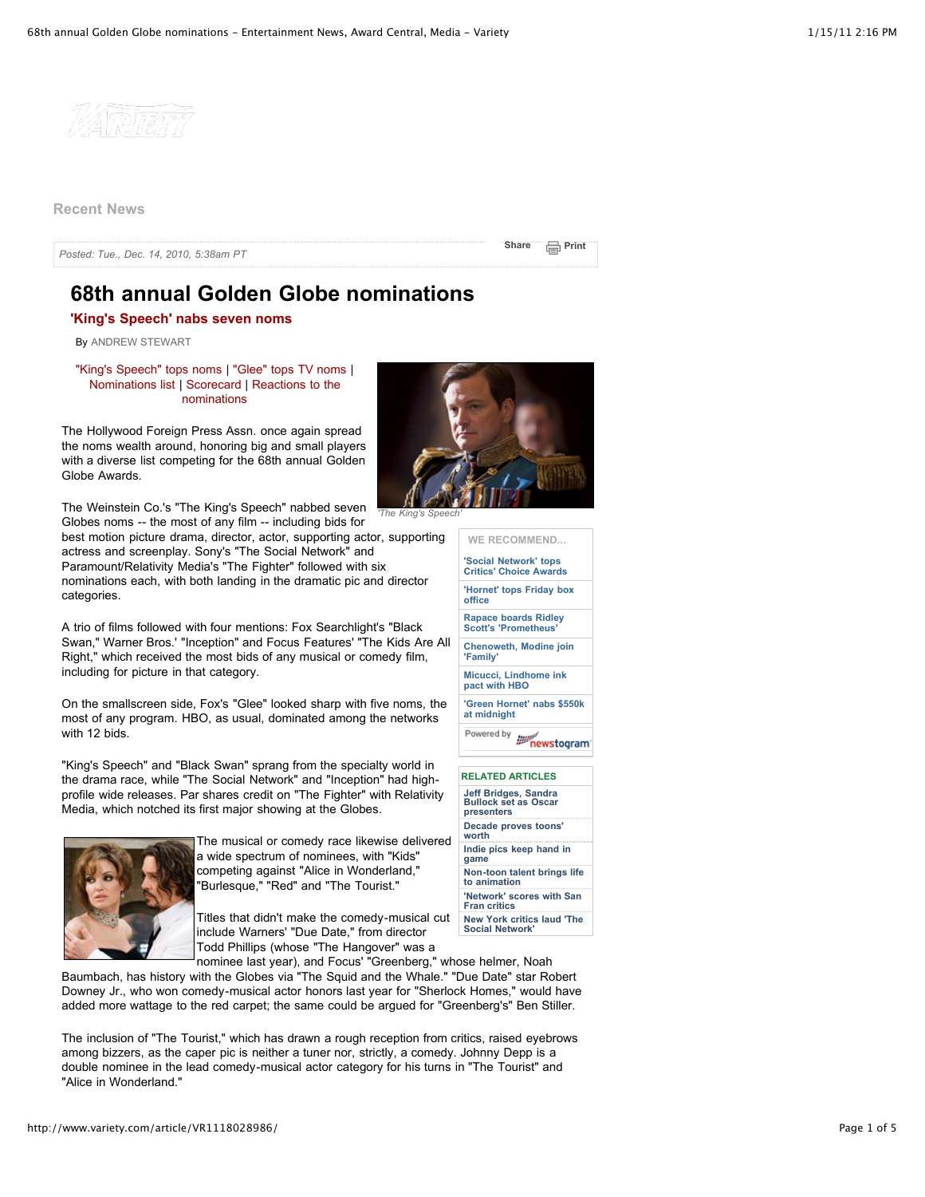Recent News

*Posted: Tue., Dec. 14, 2010, 5:38am PT*

Share | Print

# 68th annual Golden Globe nominations

## 'King's Speech' nabs seven noms

By ANDREW STEWART

"King's Speech" tops noms | "Glee" tops TV noms | Nominations list | Scorecard | Reactions to the nominations

*'The King's Speech'*

The Hollywood Foreign Press Assn. once again spread the noms wealth around, honoring big and small players with a diverse list competing for the 68th annual Golden Globe Awards.

The Weinstein Co.'s "The King's Speech" nabbed seven Globes noms -- the most of any film -- including bids for best motion picture drama, director, actor, supporting actor, supporting actress and screenplay. Sony's "The Social Network" and Paramount/Relativity Media's "The Fighter" followed with six nominations each, with both landing in the dramatic pic and director categories.

A trio of films followed with four mentions: Fox Searchlight's "Black Swan," Warner Bros.' "Inception" and Focus Features' "The Kids Are All Right," which received the most bids of any musical or comedy film, including for picture in that category.

On the smallscreen side, Fox's "Glee" looked sharp with five noms, the most of any program. HBO, as usual, dominated among the networks with 12 bids.

"King's Speech" and "Black Swan" sprang from the specialty world in the drama race, while "The Social Network" and "Inception" had high-profile wide releases. Par shares credit on "The Fighter" with Relativity Media, which notched its first major showing at the Globes.

The musical or comedy race likewise delivered a wide spectrum of nominees, with "Kids" competing against "Alice in Wonderland," "Burlesque," "Red" and "The Tourist."

Titles that didn't make the comedy-musical cut include Warners' "Due Date," from director Todd Phillips (whose "The Hangover" was a nominee last year), and Focus' "Greenberg," whose helmer, Noah Baumbach, has history with the Globes via "The Squid and the Whale." "Due Date" star Robert Downey Jr., who won comedy-musical actor honors last year for "Sherlock Homes," would have added more wattage to the red carpet; the same could be argued for "Greenberg's" Ben Stiller.

The inclusion of "The Tourist," which has drawn a rough reception from critics, raised eyebrows among bizzers, as the caper pic is neither a tuner nor, strictly, a comedy. Johnny Depp is a double nominee in the lead comedy-musical actor category for his turns in "The Tourist" and "Alice in Wonderland."

**WE RECOMMEND...**

- 'Social Network' tops Critics' Choice Awards
- 'Hornet' tops Friday box office
- Rapace boards Ridley Scott's 'Prometheus'
- Chenoweth, Modine join 'Family'
- Micucci, Lindhome ink pact with HBO
- 'Green Hornet' nabs $550k at midnight

Powered by newstogram

**RELATED ARTICLES**

- Jeff Bridges, Sandra Bullock set as Oscar presenters
- Decade proves toons' worth
- Indie pics keep hand in game
- Non-toon talent brings life to animation
- 'Network' scores with San Fran critics
- New York critics laud 'The Social Network'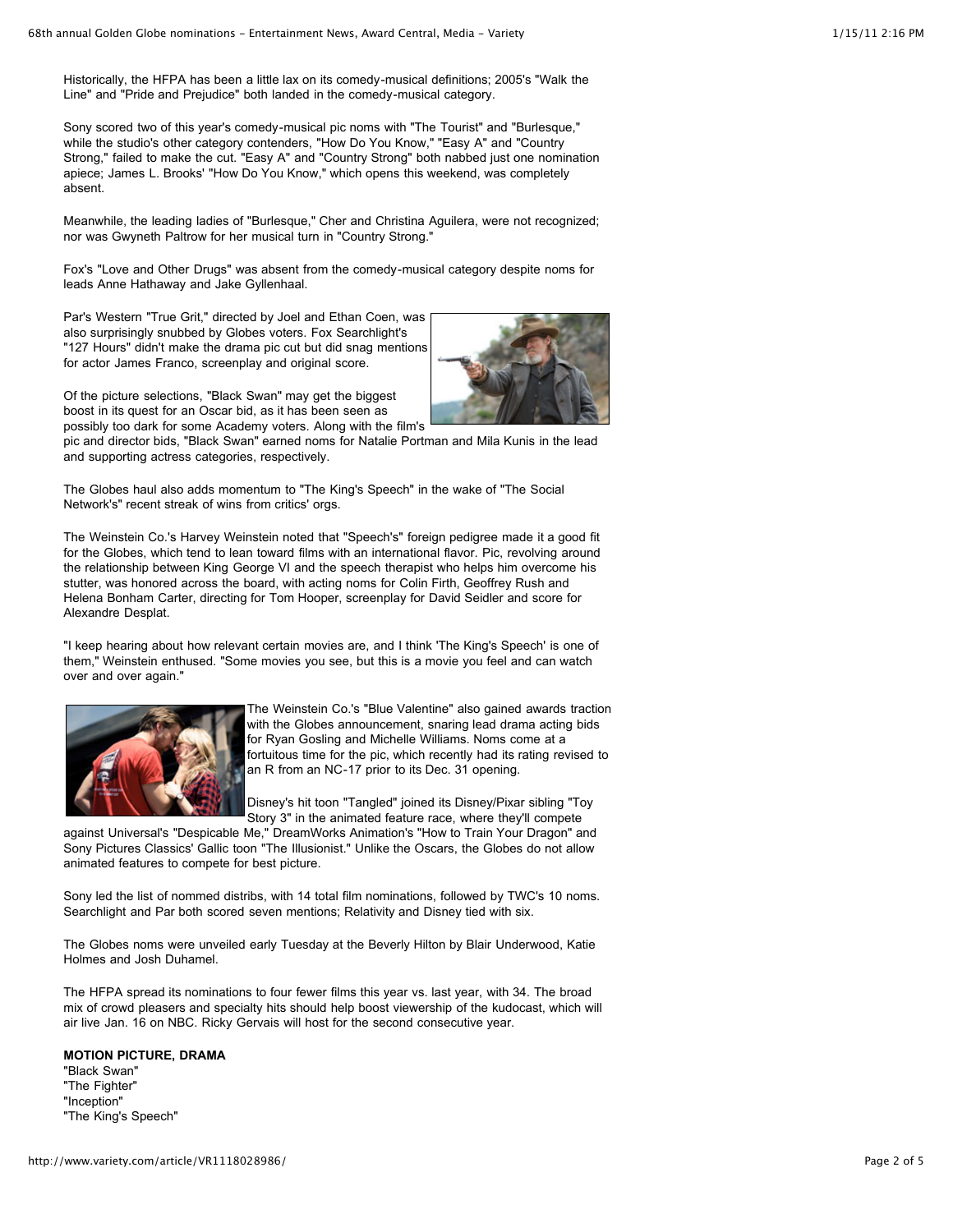Historically, the HFPA has been a little lax on its comedy-musical definitions; 2005's "Walk the Line" and "Pride and Prejudice" both landed in the comedy-musical category.

Sony scored two of this year's comedy-musical pic noms with "The Tourist" and "Burlesque," while the studio's other category contenders, "How Do You Know," "Easy A" and "Country Strong," failed to make the cut. "Easy A" and "Country Strong" both nabbed just one nomination apiece; James L. Brooks' "How Do You Know," which opens this weekend, was completely absent.

Meanwhile, the leading ladies of "Burlesque," Cher and Christina Aguilera, were not recognized; nor was Gwyneth Paltrow for her musical turn in "Country Strong."

Fox's "Love and Other Drugs" was absent from the comedy-musical category despite noms for leads Anne Hathaway and Jake Gyllenhaal.

Par's Western "True Grit," directed by Joel and Ethan Coen, was also surprisingly snubbed by Globes voters. Fox Searchlight's "127 Hours" didn't make the drama pic cut but did snag mentions for actor James Franco, screenplay and original score.

Of the picture selections, "Black Swan" may get the biggest boost in its quest for an Oscar bid, as it has been seen as possibly too dark for some Academy voters. Along with the film's pic and director bids, "Black Swan" earned noms for Natalie Portman and Mila Kunis in the lead and supporting actress categories, respectively.

The Globes haul also adds momentum to "The King's Speech" in the wake of "The Social Network's" recent streak of wins from critics' orgs.

The Weinstein Co.'s Harvey Weinstein noted that "Speech's" foreign pedigree made it a good fit for the Globes, which tend to lean toward films with an international flavor. Pic, revolving around the relationship between King George VI and the speech therapist who helps him overcome his stutter, was honored across the board, with acting noms for Colin Firth, Geoffrey Rush and Helena Bonham Carter, directing for Tom Hooper, screenplay for David Seidler and score for Alexandre Desplat.

"I keep hearing about how relevant certain movies are, and I think 'The King's Speech' is one of them," Weinstein enthused. "Some movies you see, but this is a movie you feel and can watch over and over again."

The Weinstein Co.'s "Blue Valentine" also gained awards traction with the Globes announcement, snaring lead drama acting bids for Ryan Gosling and Michelle Williams. Noms come at a fortuitous time for the pic, which recently had its rating revised to an R from an NC-17 prior to its Dec. 31 opening.

Disney's hit toon "Tangled" joined its Disney/Pixar sibling "Toy Story 3" in the animated feature race, where they'll compete against Universal's "Despicable Me," DreamWorks Animation's "How to Train Your Dragon" and Sony Pictures Classics' Gallic toon "The Illusionist." Unlike the Oscars, the Globes do not allow animated features to compete for best picture.

Sony led the list of nommed distribs, with 14 total film nominations, followed by TWC's 10 noms. Searchlight and Par both scored seven mentions; Relativity and Disney tied with six.

The Globes noms were unveiled early Tuesday at the Beverly Hilton by Blair Underwood, Katie Holmes and Josh Duhamel.

The HFPA spread its nominations to four fewer films this year vs. last year, with 34. The broad mix of crowd pleasers and specialty hits should help boost viewership of the kudocast, which will air live Jan. 16 on NBC. Ricky Gervais will host for the second consecutive year.

**MOTION PICTURE, DRAMA**
"Black Swan"
"The Fighter"
"Inception"
"The King's Speech"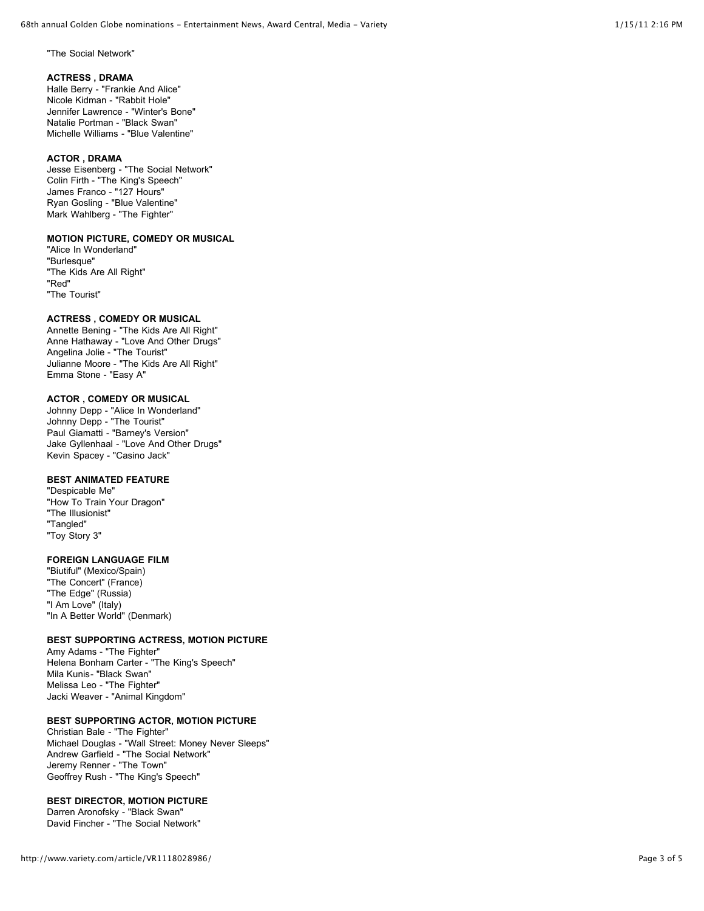"The Social Network"

**ACTRESS , DRAMA**

Halle Berry - "Frankie And Alice"
Nicole Kidman - "Rabbit Hole"
Jennifer Lawrence - "Winter's Bone"
Natalie Portman - "Black Swan"
Michelle Williams - "Blue Valentine"

**ACTOR , DRAMA**

Jesse Eisenberg - "The Social Network"
Colin Firth - "The King's Speech"
James Franco - "127 Hours"
Ryan Gosling - "Blue Valentine"
Mark Wahlberg - "The Fighter"

**MOTION PICTURE, COMEDY OR MUSICAL**

"Alice In Wonderland"
"Burlesque"
"The Kids Are All Right"
"Red"
"The Tourist"

**ACTRESS , COMEDY OR MUSICAL**

Annette Bening - "The Kids Are All Right"
Anne Hathaway - "Love And Other Drugs"
Angelina Jolie - "The Tourist"
Julianne Moore - "The Kids Are All Right"
Emma Stone - "Easy A"

**ACTOR , COMEDY OR MUSICAL**

Johnny Depp - "Alice In Wonderland"
Johnny Depp - "The Tourist"
Paul Giamatti - "Barney's Version"
Jake Gyllenhaal - "Love And Other Drugs"
Kevin Spacey - "Casino Jack"

**BEST ANIMATED FEATURE**

"Despicable Me"
"How To Train Your Dragon"
"The Illusionist"
"Tangled"
"Toy Story 3"

**FOREIGN LANGUAGE FILM**

"Biutiful" (Mexico/Spain)
"The Concert" (France)
"The Edge" (Russia)
"I Am Love" (Italy)
"In A Better World" (Denmark)

**BEST SUPPORTING ACTRESS, MOTION PICTURE**

Amy Adams - "The Fighter"
Helena Bonham Carter - "The King's Speech"
Mila Kunis- "Black Swan"
Melissa Leo - "The Fighter"
Jacki Weaver - "Animal Kingdom"

**BEST SUPPORTING ACTOR, MOTION PICTURE**

Christian Bale - "The Fighter"
Michael Douglas - "Wall Street: Money Never Sleeps"
Andrew Garfield - "The Social Network"
Jeremy Renner - "The Town"
Geoffrey Rush - "The King's Speech"

**BEST DIRECTOR, MOTION PICTURE**

Darren Aronofsky - "Black Swan"
David Fincher - "The Social Network"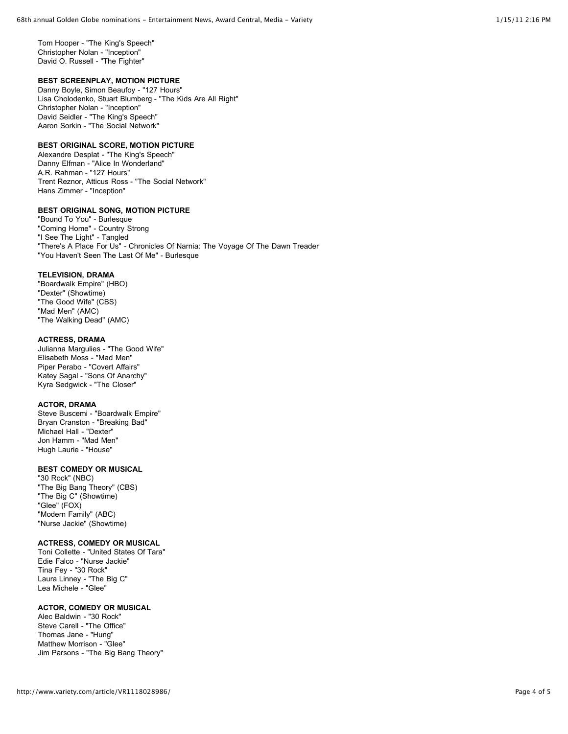Tom Hooper - "The King's Speech"
Christopher Nolan - "Inception"
David O. Russell - "The Fighter"

**BEST SCREENPLAY, MOTION PICTURE**
Danny Boyle, Simon Beaufoy - "127 Hours"
Lisa Cholodenko, Stuart Blumberg - "The Kids Are All Right"
Christopher Nolan - "Inception"
David Seidler - "The King's Speech"
Aaron Sorkin - "The Social Network"

**BEST ORIGINAL SCORE, MOTION PICTURE**
Alexandre Desplat - "The King's Speech"
Danny Elfman - "Alice In Wonderland"
A.R. Rahman - "127 Hours"
Trent Reznor, Atticus Ross - "The Social Network"
Hans Zimmer - "Inception"

**BEST ORIGINAL SONG, MOTION PICTURE**
"Bound To You" - Burlesque
"Coming Home" - Country Strong
"I See The Light" - Tangled
"There's A Place For Us" - Chronicles Of Narnia: The Voyage Of The Dawn Treader
"You Haven't Seen The Last Of Me" - Burlesque

**TELEVISION, DRAMA**
"Boardwalk Empire" (HBO)
"Dexter" (Showtime)
"The Good Wife" (CBS)
"Mad Men" (AMC)
"The Walking Dead" (AMC)

**ACTRESS, DRAMA**
Julianna Margulies - "The Good Wife"
Elisabeth Moss - "Mad Men"
Piper Perabo - "Covert Affairs"
Katey Sagal - "Sons Of Anarchy"
Kyra Sedgwick - "The Closer"

**ACTOR, DRAMA**
Steve Buscemi - "Boardwalk Empire"
Bryan Cranston - "Breaking Bad"
Michael Hall - "Dexter"
Jon Hamm - "Mad Men"
Hugh Laurie - "House"

**BEST COMEDY OR MUSICAL**
"30 Rock" (NBC)
"The Big Bang Theory" (CBS)
"The Big C" (Showtime)
"Glee" (FOX)
"Modern Family" (ABC)
"Nurse Jackie" (Showtime)

**ACTRESS, COMEDY OR MUSICAL**
Toni Collette - "United States Of Tara"
Edie Falco - "Nurse Jackie"
Tina Fey - "30 Rock"
Laura Linney - "The Big C"
Lea Michele - "Glee"

**ACTOR, COMEDY OR MUSICAL**
Alec Baldwin - "30 Rock"
Steve Carell - "The Office"
Thomas Jane - "Hung"
Matthew Morrison - "Glee"
Jim Parsons - "The Big Bang Theory"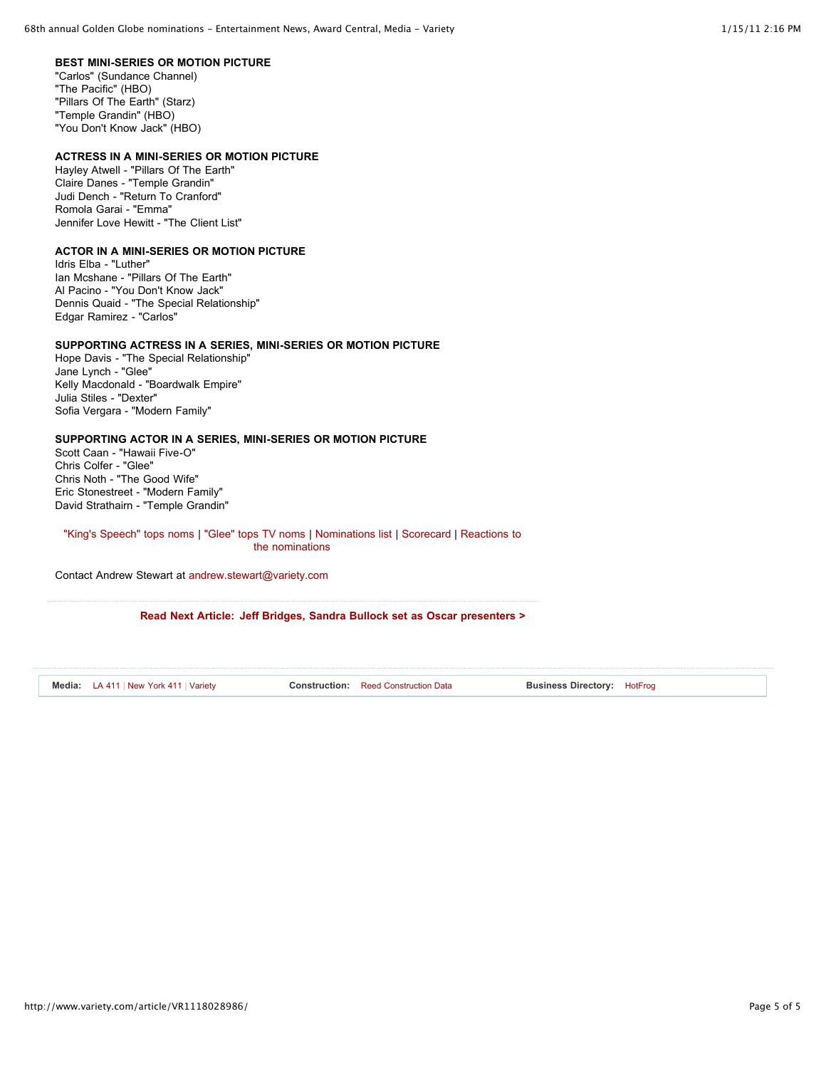**BEST MINI-SERIES OR MOTION PICTURE**
"Carlos" (Sundance Channel)
"The Pacific" (HBO)
"Pillars Of The Earth" (Starz)
"Temple Grandin" (HBO)
"You Don't Know Jack" (HBO)

**ACTRESS IN A MINI-SERIES OR MOTION PICTURE**
Hayley Atwell - "Pillars Of The Earth"
Claire Danes - "Temple Grandin"
Judi Dench - "Return To Cranford"
Romola Garai - "Emma"
Jennifer Love Hewitt - "The Client List"

**ACTOR IN A MINI-SERIES OR MOTION PICTURE**
Idris Elba - "Luther"
Ian Mcshane - "Pillars Of The Earth"
Al Pacino - "You Don't Know Jack"
Dennis Quaid - "The Special Relationship"
Edgar Ramirez - "Carlos"

**SUPPORTING ACTRESS IN A SERIES, MINI-SERIES OR MOTION PICTURE**
Hope Davis - "The Special Relationship"
Jane Lynch - "Glee"
Kelly Macdonald - "Boardwalk Empire"
Julia Stiles - "Dexter"
Sofia Vergara - "Modern Family"

**SUPPORTING ACTOR IN A SERIES, MINI-SERIES OR MOTION PICTURE**
Scott Caan - "Hawaii Five-O"
Chris Colfer - "Glee"
Chris Noth - "The Good Wife"
Eric Stonestreet - "Modern Family"
David Strathairn - "Temple Grandin"

"King's Speech" tops noms | "Glee" tops TV noms | Nominations list | Scorecard | Reactions to the nominations

Contact Andrew Stewart at andrew.stewart@variety.com

**Read Next Article: Jeff Bridges, Sandra Bullock set as Oscar presenters >**

**Media:** LA 411 | New York 411 | Variety **Construction:** Reed Construction Data **Business Directory:** HotFrog